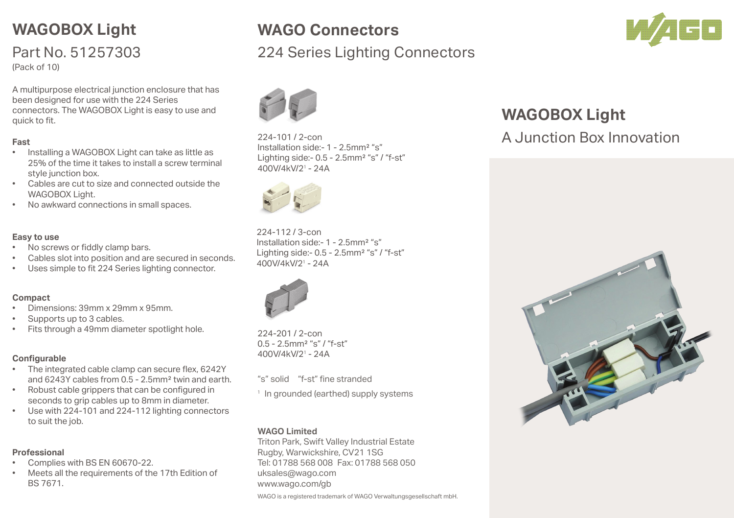# WAGOBOX Light

## Part No. 51257303

(Pack of 10)

A multipurpose electrical junction enclosure that has been designed for use with the 224 Series connectors. The WAGOBOX Light is easy to use and quick to fit.

**Fast**

- Installing a WAGOBOX Light can take as little as 25% of the time it takes to install a screw terminal style junction box.
- Cables are cut to size and connected outside the WAGOBOX Light.
- No awkward connections in small spaces.

**Easy to use**

- No screws or fiddly clamp bars.
- Cables slot into position and are secured in seconds.
- Uses simple to fit 224 Series lighting connector.

**Compact**

- Dimensions: 39mm x 29mm x 95mm.
- Supports up to 3 cables.
- Fits through a 49mm diameter spotlight hole.

**Configurable**

- The integrated cable clamp can secure flex, 6242Y and 6243Y cables from 0.5 - 2.5mm² twin and earth.
- Robust cable grippers that can be configured in seconds to grip cables up to 8mm in diameter.
- Use with 224-101 and 224-112 lighting connectors to suit the job.

**Professional**

- Complies with BS EN 60670-22.
- Meets all the requirements of the 17th Edition of BS 7671.

# WAGO Connectors

## 224 Series Lighting Connectors

224-101 / 2-con
Installation side:- 1 - 2.5mm² "s"
Lighting side:- 0.5 - 2.5mm² "s" / "f-st"
400V/4kV/2[1] - 24A

224-112 / 3-con
Installation side:- 1 - 2.5mm² "s"
Lighting side:- 0.5 - 2.5mm² "s" / "f-st"
400V/4kV/2[1] - 24A

224-201 / 2-con
0.5 - 2.5mm² "s" / "f-st"
400V/4kV/2[1] - 24A

"s" solid "f-st" fine stranded

[1] In grounded (earthed) supply systems

**WAGO Limited**
Triton Park, Swift Valley Industrial Estate
Rugby, Warwickshire, CV21 1SG
Tel: 01788 568 008 Fax: 01788 568 050
uksales@wago.com
www.wago.com/gb

WAGO is a registered trademark of WAGO Verwaltungsgesellschaft mbH.

# WAGOBOX Light

## A Junction Box Innovation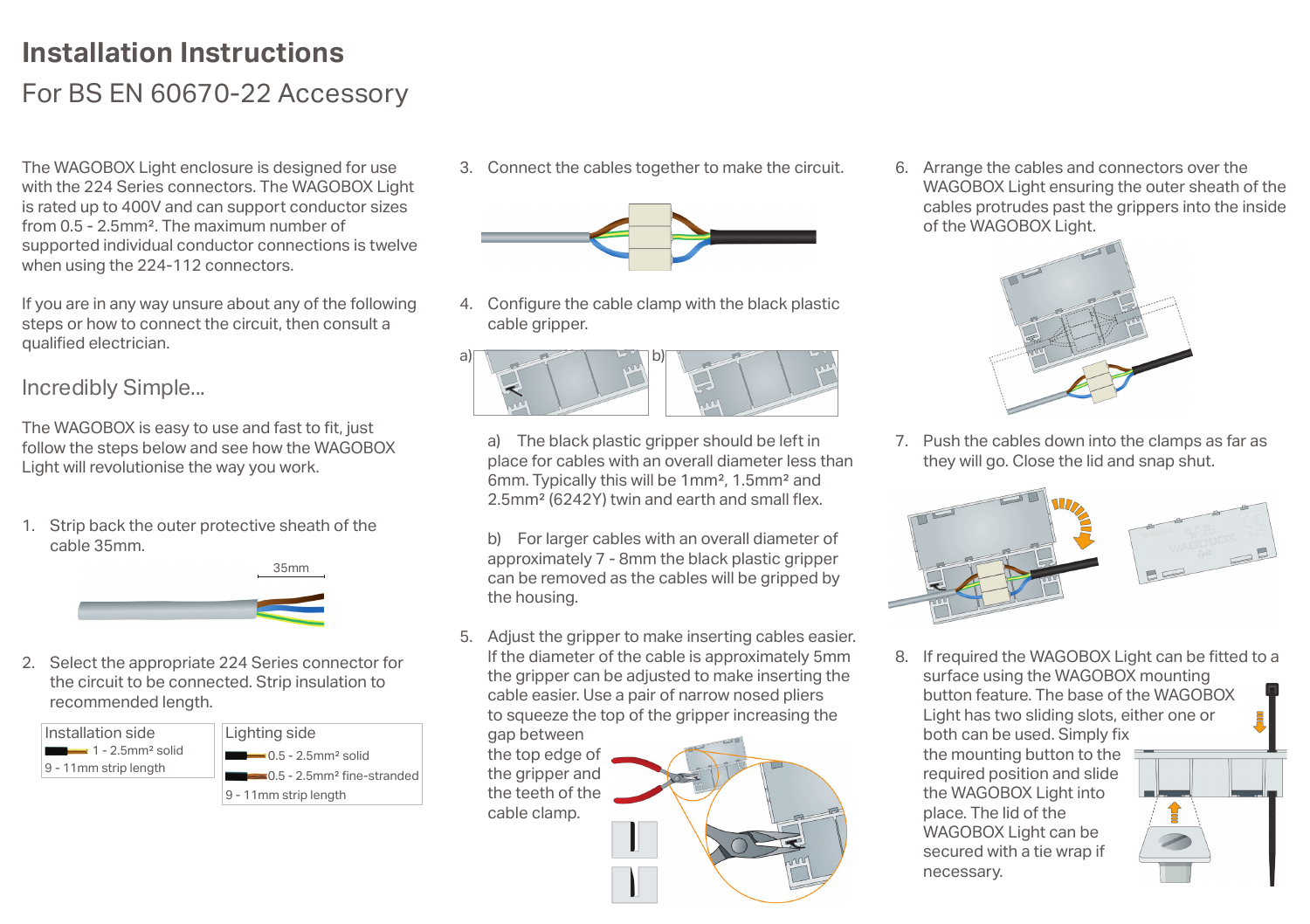# Installation Instructions

## For BS EN 60670-22 Accessory

The WAGOBOX Light enclosure is designed for use with the 224 Series connectors. The WAGOBOX Light is rated up to 400V and can support conductor sizes from 0.5 - 2.5mm². The maximum number of supported individual conductor connections is twelve when using the 224-112 connectors.

If you are in any way unsure about any of the following steps or how to connect the circuit, then consult a qualified electrician.

## Incredibly Simple...

The WAGOBOX is easy to use and fast to fit, just follow the steps below and see how the WAGOBOX Light will revolutionise the way you work.

1. Strip back the outer protective sheath of the cable 35mm.

35mm

2. Select the appropriate 224 Series connector for the circuit to be connected. Strip insulation to recommended length.

| Installation side | Lighting side |
| --- | --- |
| 1 - 2.5mm² solid | 0.5 - 2.5mm² solid |
| | 0.5 - 2.5mm² fine-stranded |
| 9 - 11mm strip length | 9 - 11mm strip length |

3. Connect the cables together to make the circuit.

4. Configure the cable clamp with the black plastic cable gripper.

a) b)

a) The black plastic gripper should be left in place for cables with an overall diameter less than 6mm. Typically this will be 1mm², 1.5mm² and 2.5mm² (6242Y) twin and earth and small flex.

b) For larger cables with an overall diameter of approximately 7 - 8mm the black plastic gripper can be removed as the cables will be gripped by the housing.

5. Adjust the gripper to make inserting cables easier. If the diameter of the cable is approximately 5mm the gripper can be adjusted to make inserting the cable easier. Use a pair of narrow nosed pliers to squeeze the top of the gripper increasing the gap between the top edge of the gripper and the teeth of the cable clamp.

6. Arrange the cables and connectors over the WAGOBOX Light ensuring the outer sheath of the cables protrudes past the grippers into the inside of the WAGOBOX Light.

7. Push the cables down into the clamps as far as they will go. Close the lid and snap shut.

8. If required the WAGOBOX Light can be fitted to a surface using the WAGOBOX mounting button feature. The base of the WAGOBOX Light has two sliding slots, either one or both can be used. Simply fix the mounting button to the required position and slide the WAGOBOX Light into place. The lid of the WAGOBOX Light can be secured with a tie wrap if necessary.